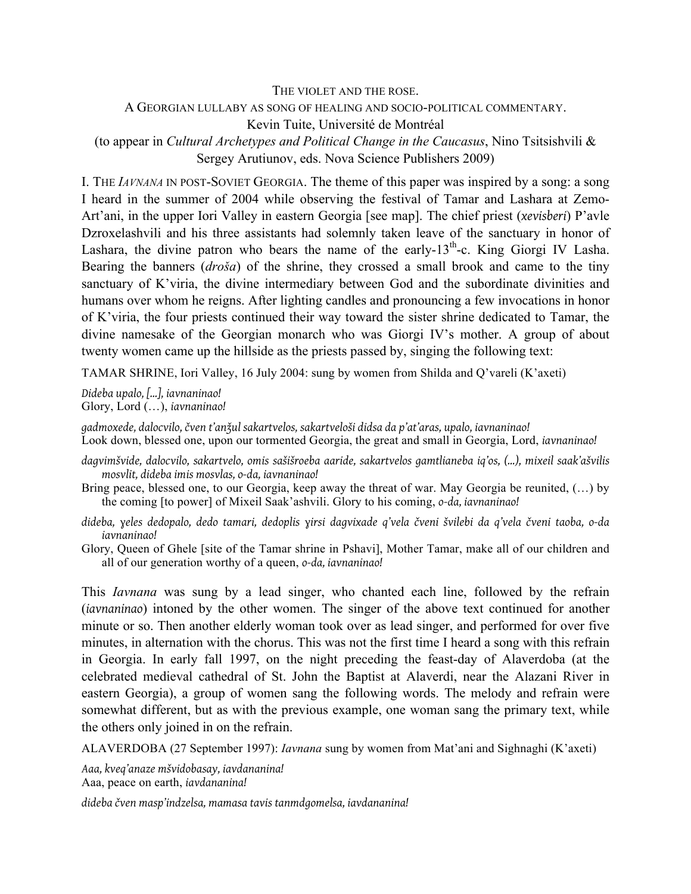THE VIOLET AND THE ROSE.

A GEORGIAN LULLABY AS SONG OF HEALING AND SOCIO-POLITICAL COMMENTARY.

Kevin Tuite, Université de Montréal

(to appear in *Cultural Archetypes and Political Change in the Caucasus*, Nino Tsitsishvili & Sergey Arutiunov, eds. Nova Science Publishers 2009)

I. THE *IAVNANA* IN POST-SOVIET GEORGIA. The theme of this paper was inspired by a song: a song I heard in the summer of 2004 while observing the festival of Tamar and Lashara at Zemo-Art'ani, in the upper Iori Valley in eastern Georgia [see map]. The chief priest (*xevisberi*) P'avle Dzroxelashvili and his three assistants had solemnly taken leave of the sanctuary in honor of Lashara, the divine patron who bears the name of the early-13th-c. King Giorgi IV Lasha. Bearing the banners (*droša*) of the shrine, they crossed a small brook and came to the tiny sanctuary of K'viria, the divine intermediary between God and the subordinate divinities and humans over whom he reigns. After lighting candles and pronouncing a few invocations in honor of K'viria, the four priests continued their way toward the sister shrine dedicated to Tamar, the divine namesake of the Georgian monarch who was Giorgi IV's mother. A group of about twenty women came up the hillside as the priests passed by, singing the following text:

TAMAR SHRINE, Iori Valley, 16 July 2004: sung by women from Shilda and Q'vareli (K'axeti)

*Dideba upalo, [...], iavnaninao!*
Glory, Lord (…), *iavnaninao!*

*gadmoxede, dalocvilo, čven t'anǯul sakartvelos, sakartveloši didsa da p'at'aras, upalo, iavnaninao!*
Look down, blessed one, upon our tormented Georgia, the great and small in Georgia, Lord, *iavnaninao!*

*dagvimšvide, dalocvilo, sakartvelo, omis sašišroeba aaride, sakartvelos gamtlianeba iq'os, (...), mixeil saak'ašvilis mosvlit, dideba imis mosvlas, o-da, iavnaninao!*
Bring peace, blessed one, to our Georgia, keep away the threat of war. May Georgia be reunited, (…) by the coming [to power] of Mixeil Saak'ashvili. Glory to his coming, *o-da, iavnaninao!*

*dideba, ɣeles dedopalo, dedo tamari, dedoplis ɣirsi dagvixade q'vela čveni švilebi da q'vela čveni taoba, o-da iavnaninao!*
Glory, Queen of Ghele [site of the Tamar shrine in Pshavi], Mother Tamar, make all of our children and all of our generation worthy of a queen, *o-da, iavnaninao!*

This *Iavnana* was sung by a lead singer, who chanted each line, followed by the refrain (*iavnaninao*) intoned by the other women. The singer of the above text continued for another minute or so. Then another elderly woman took over as lead singer, and performed for over five minutes, in alternation with the chorus. This was not the first time I heard a song with this refrain in Georgia. In early fall 1997, on the night preceding the feast-day of Alaverdoba (at the celebrated medieval cathedral of St. John the Baptist at Alaverdi, near the Alazani River in eastern Georgia), a group of women sang the following words. The melody and refrain were somewhat different, but as with the previous example, one woman sang the primary text, while the others only joined in on the refrain.

ALAVERDOBA (27 September 1997): *Iavnana* sung by women from Mat'ani and Sighnaghi (K'axeti)

*Aaa, kveq'anaze mšvidobasay, iavdananina!*
Aaa, peace on earth, *iavdananina!*

*dideba čven masp'indzelsa, mamasa tavis tanmdgomelsa, iavdananina!*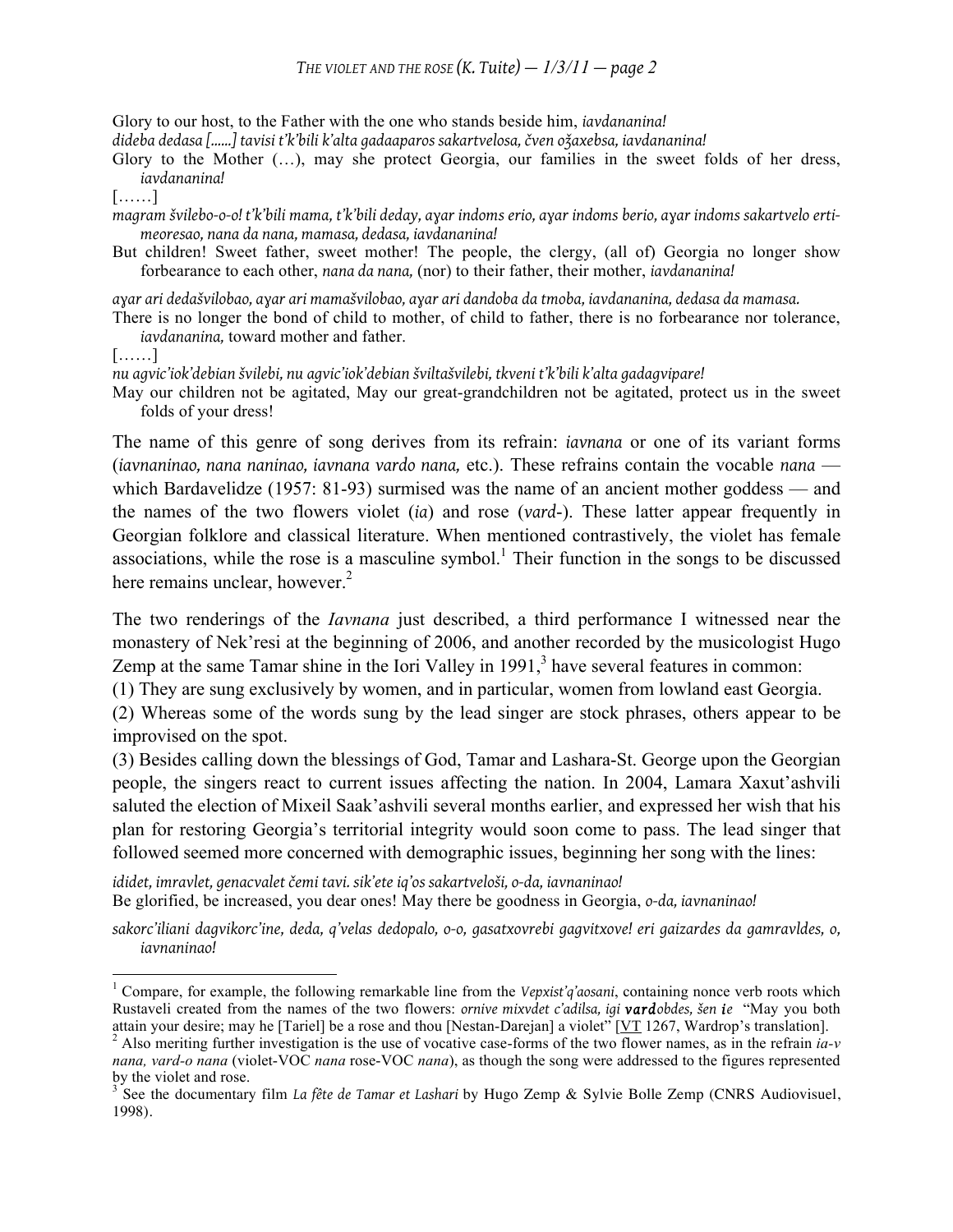*dideba dedasa [……] tavisi t'k'bili k'alta gadaaparos sakartvelosa, čven ožaxebsa, iavdananina!*

Glory to our host, to the Father with the one who stands beside him, *iavdananina!*

Glory to the Mother (…), may she protect Georgia, our families in the sweet folds of her dress, *iavdananina!*

[……]

*magram švilebo-o-o! t'k'bili mama, t'k'bili deday, aɣar indoms erio, aɣar indoms berio, aɣar indoms sakartvelo erti-meoresao, nana da nana, mamasa, dedasa, iavdananina!*

But children! Sweet father, sweet mother! The people, the clergy, (all of) Georgia no longer show forbearance to each other, *nana da nana,* (nor) to their father, their mother, *iavdananina!*

*aɣar ari dedašvilobao, aɣar ari mamašvilobao, aɣar ari dandoba da tmoba, iavdananina, dedasa da mamasa.*

There is no longer the bond of child to mother, of child to father, there is no forbearance nor tolerance, *iavdananina,* toward mother and father.

[……]

*nu agvic'iok'debian švilebi, nu agvic'iok'debian šviltašvilebi, tkveni t'k'bili k'alta gadagvipare!*

May our children not be agitated, May our great-grandchildren not be agitated, protect us in the sweet folds of your dress!

The name of this genre of song derives from its refrain: *iavnana* or one of its variant forms (*iavnaninao, nana naninao, iavnana vardo nana,* etc.). These refrains contain the vocable *nana* — which Bardavelidze (1957: 81-93) surmised was the name of an ancient mother goddess — and the names of the two flowers violet (*ia*) and rose (*vard-*). These latter appear frequently in Georgian folklore and classical literature. When mentioned contrastively, the violet has female associations, while the rose is a masculine symbol.[1] Their function in the songs to be discussed here remains unclear, however.[2]

The two renderings of the *Iavnana* just described, a third performance I witnessed near the monastery of Nek'resi at the beginning of 2006, and another recorded by the musicologist Hugo Zemp at the same Tamar shine in the Iori Valley in 1991,[3] have several features in common:

(1) They are sung exclusively by women, and in particular, women from lowland east Georgia.

(2) Whereas some of the words sung by the lead singer are stock phrases, others appear to be improvised on the spot.

(3) Besides calling down the blessings of God, Tamar and Lashara-St. George upon the Georgian people, the singers react to current issues affecting the nation. In 2004, Lamara Xaxut'ashvili saluted the election of Mixeil Saak'ashvili several months earlier, and expressed her wish that his plan for restoring Georgia's territorial integrity would soon come to pass. The lead singer that followed seemed more concerned with demographic issues, beginning her song with the lines:

*ididet, imravlet, genacvalet čemi tavi. sik'ete iq'os sakartveloši, o-da, iavnaninao!*

Be glorified, be increased, you dear ones! May there be goodness in Georgia, *o-da, iavnaninao!*

*sakorc'iliani dagvikorc'ine, deda, q'velas dedopalo, o-o, gasatxovrebi gagvitxove! eri gaizardes da gamravldes, o, iavnaninao!*

---

[1] Compare, for example, the following remarkable line from the *Vepxist'q'aosani*, containing nonce verb roots which Rustaveli created from the names of the two flowers: *ornive mixvdet c'adilsa, igi **vard**obdes, šen **ie*** "May you both attain your desire; may he [Tariel] be a rose and thou [Nestan-Darejan] a violet" [VT 1267, Wardrop's translation].

[2] Also meriting further investigation is the use of vocative case-forms of the two flower names, as in the refrain *ia-v nana, vard-o nana* (violet-VOC *nana* rose-VOC *nana*), as though the song were addressed to the figures represented by the violet and rose.

[3] See the documentary film *La fête de Tamar et Lashari* by Hugo Zemp & Sylvie Bolle Zemp (CNRS Audiovisuel, 1998).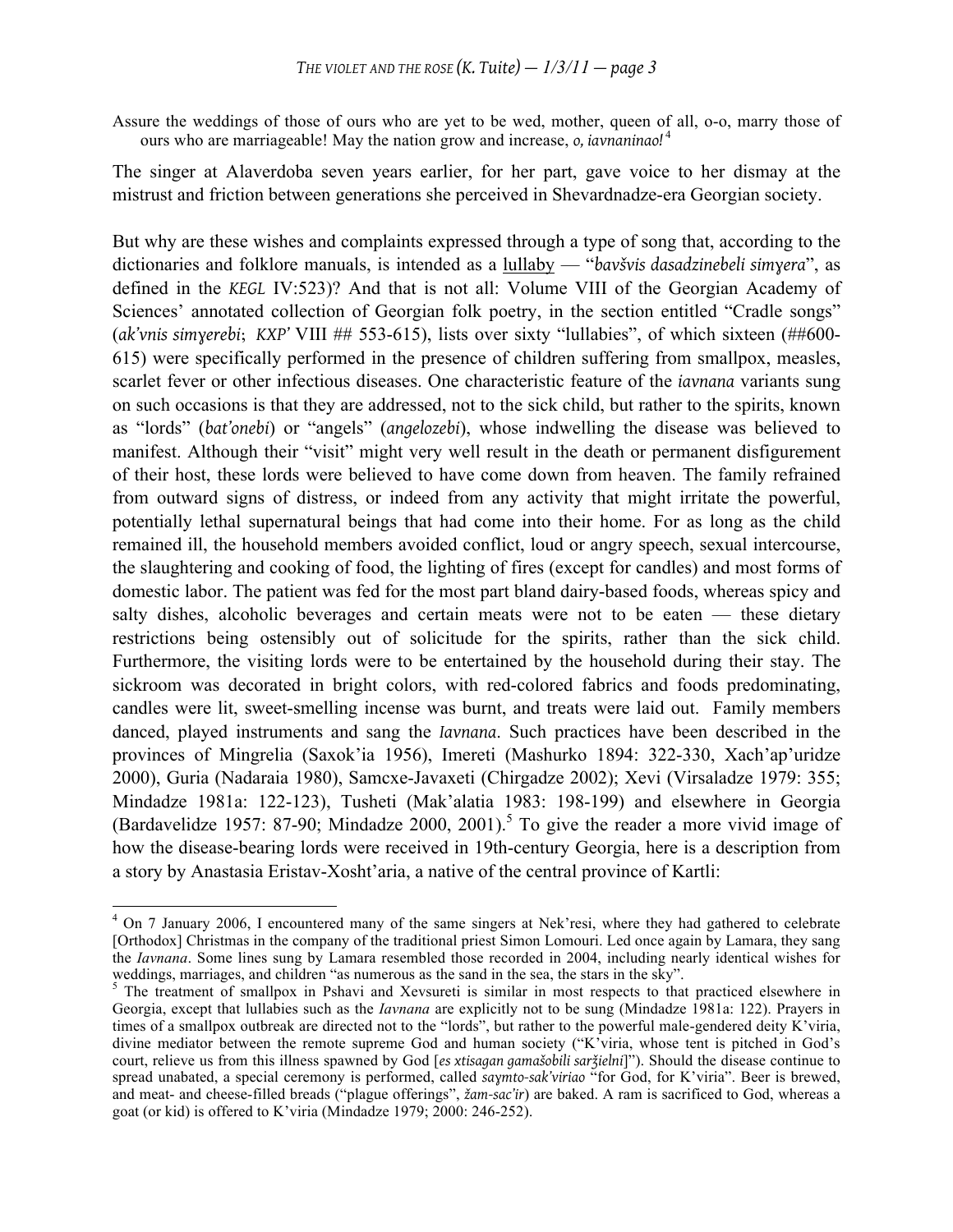Assure the weddings of those of ours who are yet to be wed, mother, queen of all, o-o, marry those of ours who are marriageable! May the nation grow and increase, *o, iavnaninao!*[4]

The singer at Alaverdoba seven years earlier, for her part, gave voice to her dismay at the mistrust and friction between generations she perceived in Shevardnadze-era Georgian society.

But why are these wishes and complaints expressed through a type of song that, according to the dictionaries and folklore manuals, is intended as a lullaby — "*bavšvis dasadzinebeli simɣera*", as defined in the *KEGL* IV:523)? And that is not all: Volume VIII of the Georgian Academy of Sciences' annotated collection of Georgian folk poetry, in the section entitled "Cradle songs" (*ak'vnis simɣerebi*; *KXP'* VIII ## 553-615), lists over sixty "lullabies", of which sixteen (##600-615) were specifically performed in the presence of children suffering from smallpox, measles, scarlet fever or other infectious diseases. One characteristic feature of the *iavnana* variants sung on such occasions is that they are addressed, not to the sick child, but rather to the spirits, known as "lords" (*bat'onebi*) or "angels" (*angelozebi*), whose indwelling the disease was believed to manifest. Although their "visit" might very well result in the death or permanent disfigurement of their host, these lords were believed to have come down from heaven. The family refrained from outward signs of distress, or indeed from any activity that might irritate the powerful, potentially lethal supernatural beings that had come into their home. For as long as the child remained ill, the household members avoided conflict, loud or angry speech, sexual intercourse, the slaughtering and cooking of food, the lighting of fires (except for candles) and most forms of domestic labor. The patient was fed for the most part bland dairy-based foods, whereas spicy and salty dishes, alcoholic beverages and certain meats were not to be eaten — these dietary restrictions being ostensibly out of solicitude for the spirits, rather than the sick child. Furthermore, the visiting lords were to be entertained by the household during their stay. The sickroom was decorated in bright colors, with red-colored fabrics and foods predominating, candles were lit, sweet-smelling incense was burnt, and treats were laid out. Family members danced, played instruments and sang the *Iavnana*. Such practices have been described in the provinces of Mingrelia (Saxok'ia 1956), Imereti (Mashurko 1894: 322-330, Xach'ap'uridze 2000), Guria (Nadaraia 1980), Samcxe-Javaxeti (Chirgadze 2002); Xevi (Virsaladze 1979: 355; Mindadze 1981a: 122-123), Tusheti (Mak'alatia 1983: 198-199) and elsewhere in Georgia (Bardavelidze 1957: 87-90; Mindadze 2000, 2001).[5] To give the reader a more vivid image of how the disease-bearing lords were received in 19th-century Georgia, here is a description from a story by Anastasia Eristav-Xosht'aria, a native of the central province of Kartli:

---

[4] On 7 January 2006, I encountered many of the same singers at Nek'resi, where they had gathered to celebrate [Orthodox] Christmas in the company of the traditional priest Simon Lomouri. Led once again by Lamara, they sang the *Iavnana*. Some lines sung by Lamara resembled those recorded in 2004, including nearly identical wishes for weddings, marriages, and children "as numerous as the sand in the sea, the stars in the sky".

[5] The treatment of smallpox in Pshavi and Xevsureti is similar in most respects to that practiced elsewhere in Georgia, except that lullabies such as the *Iavnana* are explicitly not to be sung (Mindadze 1981a: 122). Prayers in times of a smallpox outbreak are directed not to the "lords", but rather to the powerful male-gendered deity K'viria, divine mediator between the remote supreme God and human society ("K'viria, whose tent is pitched in God's court, relieve us from this illness spawned by God [*es xtisagan gamašobili sarǯielni*]"). Should the disease continue to spread unabated, a special ceremony is performed, called *saymto-sak'viriao* "for God, for K'viria". Beer is brewed, and meat- and cheese-filled breads ("plague offerings", *žam-sac'ir*) are baked. A ram is sacrificed to God, whereas a goat (or kid) is offered to K'viria (Mindadze 1979; 2000: 246-252).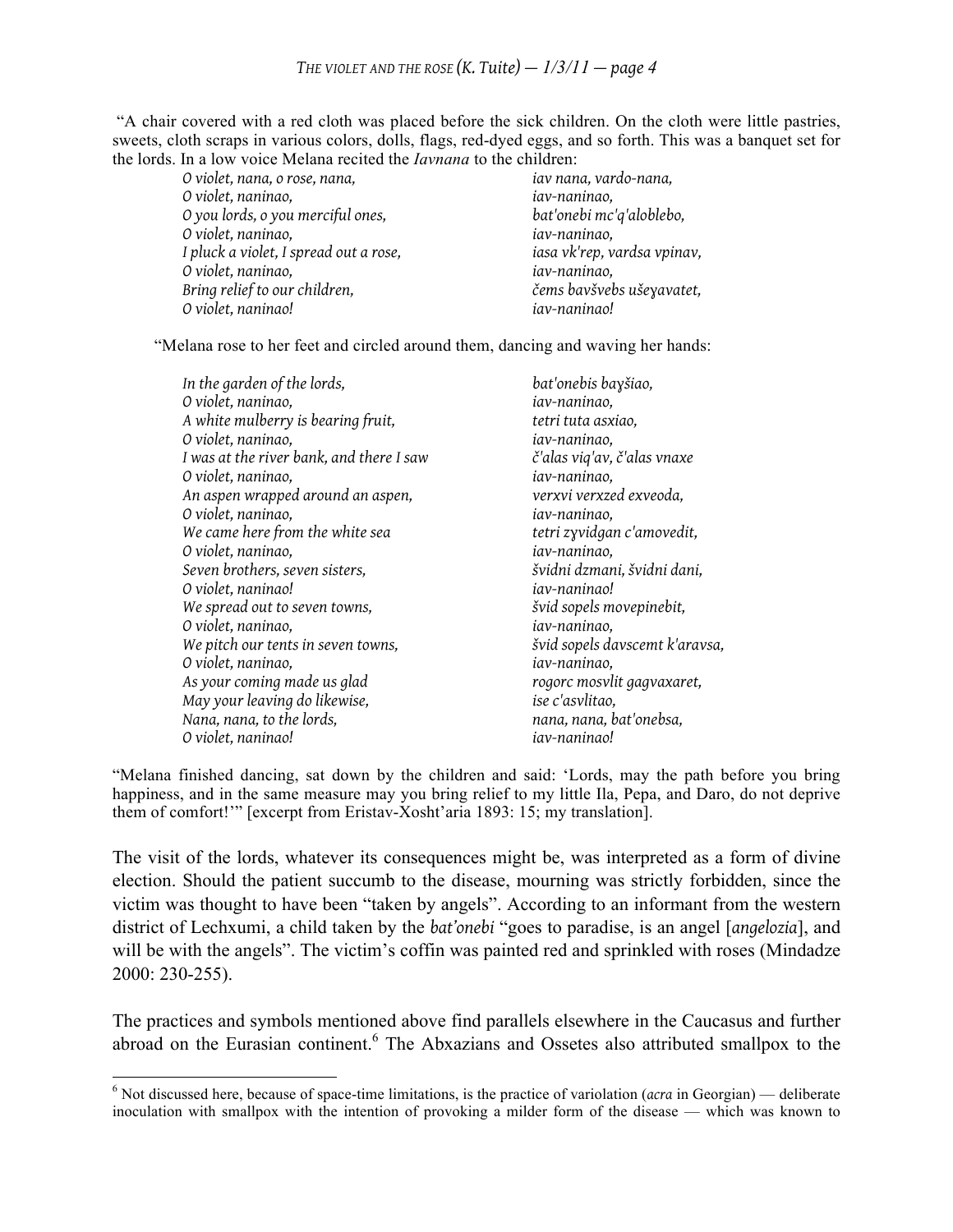"A chair covered with a red cloth was placed before the sick children. On the cloth were little pastries, sweets, cloth scraps in various colors, dolls, flags, red-dyed eggs, and so forth. This was a banquet set for the lords. In a low voice Melana recited the *Iavnana* to the children:

| | |
|---|---|
| *O violet, nana, o rose, nana,* | *iav nana, vardo-nana,* |
| *O violet, naninao,* | *iav-naninao,* |
| *O you lords, o you merciful ones,* | *bat'onebi mc'q'aloblebo,* |
| *O violet, naninao,* | *iav-naninao,* |
| *I pluck a violet, I spread out a rose,* | *iasa vk'rep, vardsa vpinav,* |
| *O violet, naninao,* | *iav-naninao,* |
| *Bring relief to our children,* | *čems bavšvebs ušeɣavatet,* |
| *O violet, naninao!* | *iav-naninao!* |

"Melana rose to her feet and circled around them, dancing and waving her hands:

| | |
|---|---|
| *In the garden of the lords,* | *bat'onebis baɣšiao,* |
| *O violet, naninao,* | *iav-naninao,* |
| *A white mulberry is bearing fruit,* | *tetri tuta asxiao,* |
| *O violet, naninao,* | *iav-naninao,* |
| *I was at the river bank, and there I saw* | *č'alas viq'av, č'alas vnaxe* |
| *O violet, naninao,* | *iav-naninao,* |
| *An aspen wrapped around an aspen,* | *verxvi verxzed exveoda,* |
| *O violet, naninao,* | *iav-naninao,* |
| *We came here from the white sea* | *tetri zɣvidgan c'amovedit,* |
| *O violet, naninao,* | *iav-naninao,* |
| *Seven brothers, seven sisters,* | *švidni dzmani, švidni dani,* |
| *O violet, naninao!* | *iav-naninao!* |
| *We spread out to seven towns,* | *švid sopels movepinebit,* |
| *O violet, naninao,* | *iav-naninao,* |
| *We pitch our tents in seven towns,* | *švid sopels davscemt k'aravsa,* |
| *O violet, naninao,* | *iav-naninao,* |
| *As your coming made us glad* | *rogorc mosvlit gagvaxaret,* |
| *May your leaving do likewise,* | *ise c'asvlitao,* |
| *Nana, nana, to the lords,* | *nana, nana, bat'onebsa,* |
| *O violet, naninao!* | *iav-naninao!* |

"Melana finished dancing, sat down by the children and said: 'Lords, may the path before you bring happiness, and in the same measure may you bring relief to my little Ila, Pepa, and Daro, do not deprive them of comfort!'" [excerpt from Eristav-Xosht'aria 1893: 15; my translation].

The visit of the lords, whatever its consequences might be, was interpreted as a form of divine election. Should the patient succumb to the disease, mourning was strictly forbidden, since the victim was thought to have been "taken by angels". According to an informant from the western district of Lechxumi, a child taken by the *bat'onebi* "goes to paradise, is an angel [*angelozia*], and will be with the angels". The victim's coffin was painted red and sprinkled with roses (Mindadze 2000: 230-255).

The practices and symbols mentioned above find parallels elsewhere in the Caucasus and further abroad on the Eurasian continent.[6] The Abxazians and Ossetes also attributed smallpox to the

[6] Not discussed here, because of space-time limitations, is the practice of variolation (*acra* in Georgian) — deliberate inoculation with smallpox with the intention of provoking a milder form of the disease — which was known to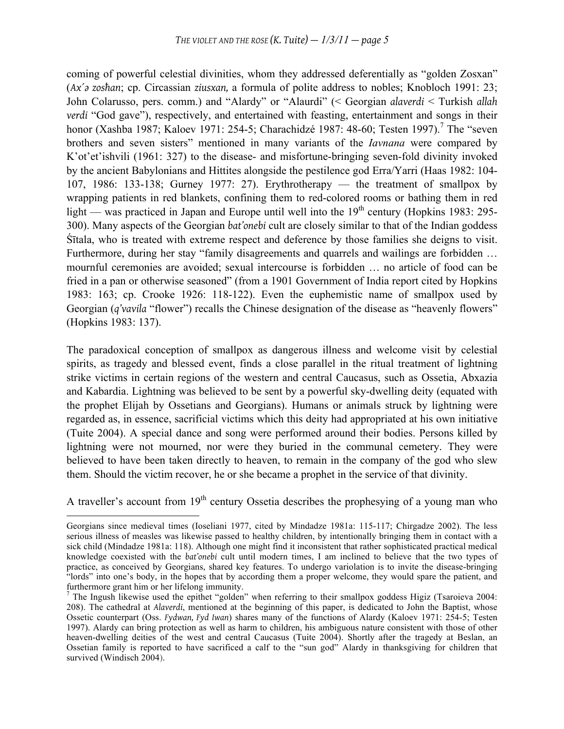coming of powerful celestial divinities, whom they addressed deferentially as "golden Zosxan" (*Ax´ə zoshan*; cp. Circassian *ziusxan,* a formula of polite address to nobles; Knobloch 1991: 23; John Colarusso, pers. comm.) and "Alardy" or "Alaurdi" (< Georgian *alaverdi* < Turkish *allah verdi* "God gave"), respectively, and entertained with feasting, entertainment and songs in their honor (Xashba 1987; Kaloev 1971: 254-5; Charachidzé 1987: 48-60; Testen 1997).[7] The "seven brothers and seven sisters" mentioned in many variants of the *Iavnana* were compared by K'ot'et'ishvili (1961: 327) to the disease- and misfortune-bringing seven-fold divinity invoked by the ancient Babylonians and Hittites alongside the pestilence god Erra/Yarri (Haas 1982: 104-107, 1986: 133-138; Gurney 1977: 27). Erythrotherapy — the treatment of smallpox by wrapping patients in red blankets, confining them to red-colored rooms or bathing them in red light — was practiced in Japan and Europe until well into the 19th century (Hopkins 1983: 295-300). Many aspects of the Georgian *bat'onebi* cult are closely similar to that of the Indian goddess Śītala, who is treated with extreme respect and deference by those families she deigns to visit. Furthermore, during her stay "family disagreements and quarrels and wailings are forbidden … mournful ceremonies are avoided; sexual intercourse is forbidden … no article of food can be fried in a pan or otherwise seasoned" (from a 1901 Government of India report cited by Hopkins 1983: 163; cp. Crooke 1926: 118-122). Even the euphemistic name of smallpox used by Georgian (*q'vavila* "flower") recalls the Chinese designation of the disease as "heavenly flowers" (Hopkins 1983: 137).

The paradoxical conception of smallpox as dangerous illness and welcome visit by celestial spirits, as tragedy and blessed event, finds a close parallel in the ritual treatment of lightning strike victims in certain regions of the western and central Caucasus, such as Ossetia, Abxazia and Kabardia. Lightning was believed to be sent by a powerful sky-dwelling deity (equated with the prophet Elijah by Ossetians and Georgians). Humans or animals struck by lightning were regarded as, in essence, sacrificial victims which this deity had appropriated at his own initiative (Tuite 2004). A special dance and song were performed around their bodies. Persons killed by lightning were not mourned, nor were they buried in the communal cemetery. They were believed to have been taken directly to heaven, to remain in the company of the god who slew them. Should the victim recover, he or she became a prophet in the service of that divinity.

A traveller's account from 19th century Ossetia describes the prophesying of a young man who

---

Georgians since medieval times (Ioseliani 1977, cited by Mindadze 1981a: 115-117; Chirgadze 2002). The less serious illness of measles was likewise passed to healthy children, by intentionally bringing them in contact with a sick child (Mindadze 1981a: 118). Although one might find it inconsistent that rather sophisticated practical medical knowledge coexisted with the *bat'onebi* cult until modern times, I am inclined to believe that the two types of practice, as conceived by Georgians, shared key features. To undergo variolation is to invite the disease-bringing "lords" into one's body, in the hopes that by according them a proper welcome, they would spare the patient, and furthermore grant him or her lifelong immunity.

[7] The Ingush likewise used the epithet "golden" when referring to their smallpox goddess Higiz (Tsaroieva 2004: 208). The cathedral at *Alaverdi*, mentioned at the beginning of this paper, is dedicated to John the Baptist, whose Ossetic counterpart (Oss. *Fydwan, Fyd Iwan*) shares many of the functions of Alardy (Kaloev 1971: 254-5; Testen 1997). Alardy can bring protection as well as harm to children, his ambiguous nature consistent with those of other heaven-dwelling deities of the west and central Caucasus (Tuite 2004). Shortly after the tragedy at Beslan, an Ossetian family is reported to have sacrificed a calf to the "sun god" Alardy in thanksgiving for children that survived (Windisch 2004).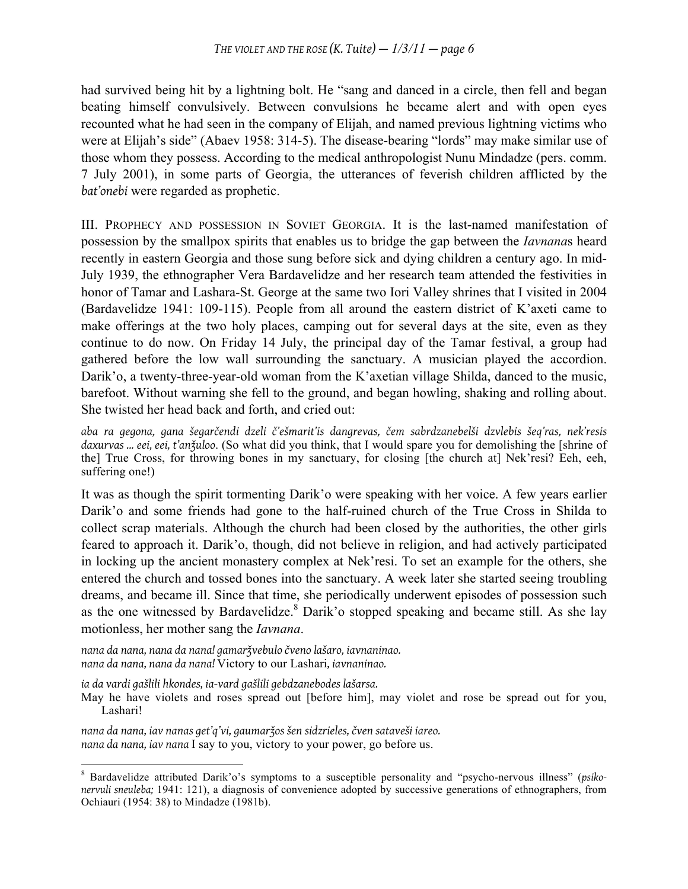had survived being hit by a lightning bolt. He "sang and danced in a circle, then fell and began beating himself convulsively. Between convulsions he became alert and with open eyes recounted what he had seen in the company of Elijah, and named previous lightning victims who were at Elijah's side" (Abaev 1958: 314-5). The disease-bearing "lords" may make similar use of those whom they possess. According to the medical anthropologist Nunu Mindadze (pers. comm. 7 July 2001), in some parts of Georgia, the utterances of feverish children afflicted by the *bat'onebi* were regarded as prophetic.

III. PROPHECY AND POSSESSION IN SOVIET GEORGIA. It is the last-named manifestation of possession by the smallpox spirits that enables us to bridge the gap between the *Iavnana*s heard recently in eastern Georgia and those sung before sick and dying children a century ago. In mid-July 1939, the ethnographer Vera Bardavelidze and her research team attended the festivities in honor of Tamar and Lashara-St. George at the same two Iori Valley shrines that I visited in 2004 (Bardavelidze 1941: 109-115). People from all around the eastern district of K'axeti came to make offerings at the two holy places, camping out for several days at the site, even as they continue to do now. On Friday 14 July, the principal day of the Tamar festival, a group had gathered before the low wall surrounding the sanctuary. A musician played the accordion. Darik'o, a twenty-three-year-old woman from the K'axetian village Shilda, danced to the music, barefoot. Without warning she fell to the ground, and began howling, shaking and rolling about. She twisted her head back and forth, and cried out:

*aba ra gegona, gana šegarčendi dzeli č'ešmarit'is dangrevas, čem sabrdzanebelši dzvlebis šeq'ras, nek'resis daxurvas ... eei, eei, t'anǯuloo.* (So what did you think, that I would spare you for demolishing the [shrine of the] True Cross, for throwing bones in my sanctuary, for closing [the church at] Nek'resi? Eeh, eeh, suffering one!)

It was as though the spirit tormenting Darik'o were speaking with her voice. A few years earlier Darik'o and some friends had gone to the half-ruined church of the True Cross in Shilda to collect scrap materials. Although the church had been closed by the authorities, the other girls feared to approach it. Darik'o, though, did not believe in religion, and had actively participated in locking up the ancient monastery complex at Nek'resi. To set an example for the others, she entered the church and tossed bones into the sanctuary. A week later she started seeing troubling dreams, and became ill. Since that time, she periodically underwent episodes of possession such as the one witnessed by Bardavelidze.[8] Darik'o stopped speaking and became still. As she lay motionless, her mother sang the *Iavnana*.

*nana da nana, nana da nana! gamarǯvebulo čveno lašaro, iavnaninao.*
*nana da nana, nana da nana!* Victory to our Lashari, *iavnaninao.*

*ia da vardi gašlili hkondes, ia-vard gašlili gebdzanebodes lašarsa.*
May he have violets and roses spread out [before him], may violet and rose be spread out for you, Lashari!

*nana da nana, iav nanas get'q'vi, gaumarǯos šen sidzrieles, čven sataveši iareo.*
*nana da nana, iav nana* I say to you, victory to your power, go before us.

---

[8] Bardavelidze attributed Darik'o's symptoms to a susceptible personality and "psycho-nervous illness" (*psiko-nervuli sneuleba;* 1941: 121), a diagnosis of convenience adopted by successive generations of ethnographers, from Ochiauri (1954: 38) to Mindadze (1981b).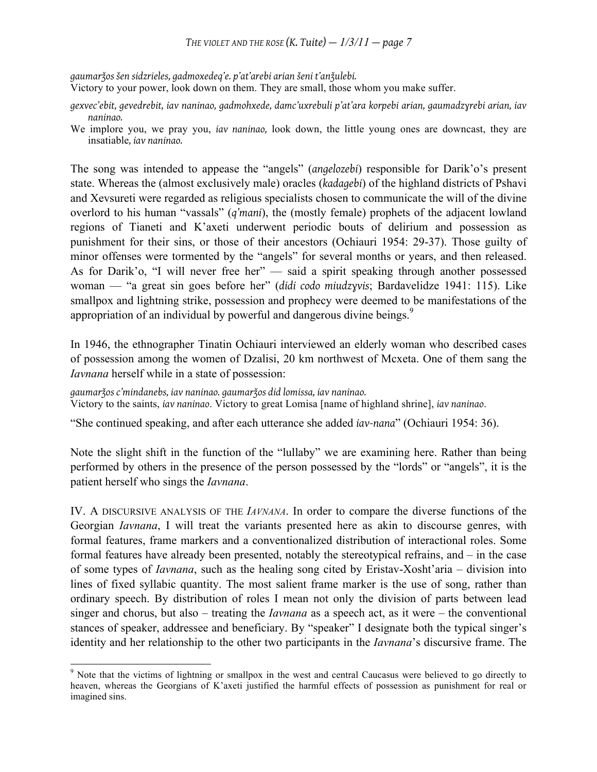*gaumarǯos šen sidzrieles, gadmoxedeq'e. p'at'arebi arian šeni t'anǯulebi.*
Victory to your power, look down on them. They are small, those whom you make suffer.

*gexvec'ebit, gevedrebit, iav naninao, gadmohxede, damc'uxrebuli p'at'ara korpebi arian, gaumadɣrebi arian, iav naninao.*
We implore you, we pray you, *iav naninao*, look down, the little young ones are downcast, they are insatiable, *iav naninao.*

The song was intended to appease the "angels" (*angelozebi*) responsible for Darik'o's present state. Whereas the (almost exclusively male) oracles (*kadagebi*) of the highland districts of Pshavi and Xevsureti were regarded as religious specialists chosen to communicate the will of the divine overlord to his human "vassals" (*q'mani*), the (mostly female) prophets of the adjacent lowland regions of Tianeti and K'axeti underwent periodic bouts of delirium and possession as punishment for their sins, or those of their ancestors (Ochiauri 1954: 29-37). Those guilty of minor offenses were tormented by the "angels" for several months or years, and then released. As for Darik'o, "I will never free her" — said a spirit speaking through another possessed woman — "a great sin goes before her" (*didi codo miudzɣvis*; Bardavelidze 1941: 115). Like smallpox and lightning strike, possession and prophecy were deemed to be manifestations of the appropriation of an individual by powerful and dangerous divine beings.[9]

In 1946, the ethnographer Tinatin Ochiauri interviewed an elderly woman who described cases of possession among the women of Dzalisi, 20 km northwest of Mcxeta. One of them sang the *Iavnana* herself while in a state of possession:

*gaumarǯos c'mindanebs, iav naninao. gaumarǯos did lomissa, iav naninao.*
Victory to the saints, *iav naninao*. Victory to great Lomisa [name of highland shrine], *iav naninao*.

"She continued speaking, and after each utterance she added *iav-nana*" (Ochiauri 1954: 36).

Note the slight shift in the function of the "lullaby" we are examining here. Rather than being performed by others in the presence of the person possessed by the "lords" or "angels", it is the patient herself who sings the *Iavnana*.

IV. A DISCURSIVE ANALYSIS OF THE *IAVNANA*. In order to compare the diverse functions of the Georgian *Iavnana*, I will treat the variants presented here as akin to discourse genres, with formal features, frame markers and a conventionalized distribution of interactional roles. Some formal features have already been presented, notably the stereotypical refrains, and – in the case of some types of *Iavnana*, such as the healing song cited by Eristav-Xosht'aria – division into lines of fixed syllabic quantity. The most salient frame marker is the use of song, rather than ordinary speech. By distribution of roles I mean not only the division of parts between lead singer and chorus, but also – treating the *Iavnana* as a speech act, as it were – the conventional stances of speaker, addressee and beneficiary. By "speaker" I designate both the typical singer's identity and her relationship to the other two participants in the *Iavnana*'s discursive frame. The

[9] Note that the victims of lightning or smallpox in the west and central Caucasus were believed to go directly to heaven, whereas the Georgians of K'axeti justified the harmful effects of possession as punishment for real or imagined sins.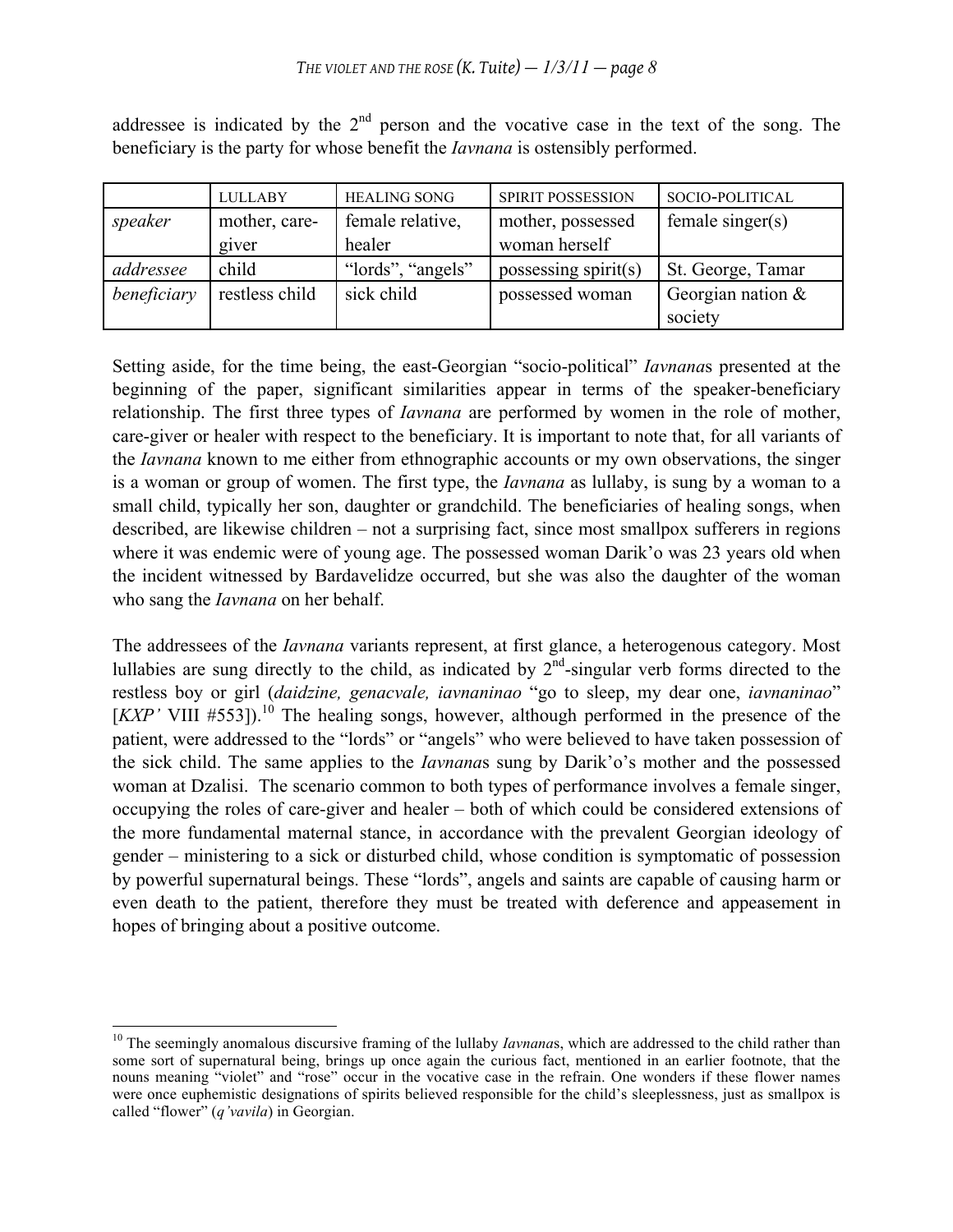addressee is indicated by the 2nd person and the vocative case in the text of the song. The beneficiary is the party for whose benefit the *Iavnana* is ostensibly performed.

| | LULLABY | HEALING SONG | SPIRIT POSSESSION | SOCIO-POLITICAL |
|---|---|---|---|---|
| *speaker* | mother, care-giver | female relative, healer | mother, possessed woman herself | female singer(s) |
| *addressee* | child | "lords", "angels" | possessing spirit(s) | St. George, Tamar |
| *beneficiary* | restless child | sick child | possessed woman | Georgian nation & society |

Setting aside, for the time being, the east-Georgian "socio-political" *Iavnana*s presented at the beginning of the paper, significant similarities appear in terms of the speaker-beneficiary relationship. The first three types of *Iavnana* are performed by women in the role of mother, care-giver or healer with respect to the beneficiary. It is important to note that, for all variants of the *Iavnana* known to me either from ethnographic accounts or my own observations, the singer is a woman or group of women. The first type, the *Iavnana* as lullaby, is sung by a woman to a small child, typically her son, daughter or grandchild. The beneficiaries of healing songs, when described, are likewise children – not a surprising fact, since most smallpox sufferers in regions where it was endemic were of young age. The possessed woman Darik'o was 23 years old when the incident witnessed by Bardavelidze occurred, but she was also the daughter of the woman who sang the *Iavnana* on her behalf.

The addressees of the *Iavnana* variants represent, at first glance, a heterogenous category. Most lullabies are sung directly to the child, as indicated by 2nd-singular verb forms directed to the restless boy or girl (*daidzine, genacvale, iavnaninao* "go to sleep, my dear one, *iavnaninao*" [*KXP'* VIII #553]).[10] The healing songs, however, although performed in the presence of the patient, were addressed to the "lords" or "angels" who were believed to have taken possession of the sick child. The same applies to the *Iavnana*s sung by Darik'o's mother and the possessed woman at Dzalisi. The scenario common to both types of performance involves a female singer, occupying the roles of care-giver and healer – both of which could be considered extensions of the more fundamental maternal stance, in accordance with the prevalent Georgian ideology of gender – ministering to a sick or disturbed child, whose condition is symptomatic of possession by powerful supernatural beings. These "lords", angels and saints are capable of causing harm or even death to the patient, therefore they must be treated with deference and appeasement in hopes of bringing about a positive outcome.

[10] The seemingly anomalous discursive framing of the lullaby *Iavnana*s, which are addressed to the child rather than some sort of supernatural being, brings up once again the curious fact, mentioned in an earlier footnote, that the nouns meaning "violet" and "rose" occur in the vocative case in the refrain. One wonders if these flower names were once euphemistic designations of spirits believed responsible for the child's sleeplessness, just as smallpox is called "flower" (*q'vavila*) in Georgian.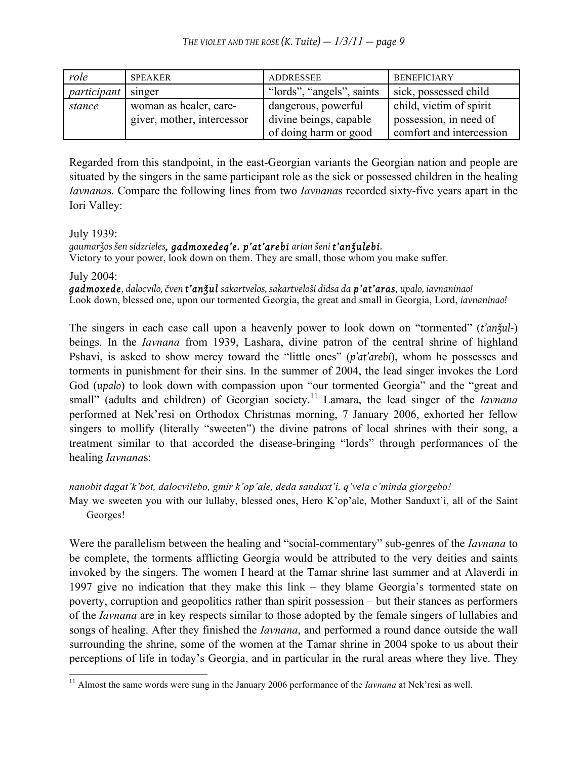| *role* | SPEAKER | ADDRESSEE | BENEFICIARY |
| --- | --- | --- | --- |
| *participant* | singer | "lords", "angels", saints | sick, possessed child |
| *stance* | woman as healer, care-giver, mother, intercessor | dangerous, powerful divine beings, capable of doing harm or good | child, victim of spirit possession, in need of comfort and intercession |

Regarded from this standpoint, in the east-Georgian variants the Georgian nation and people are situated by the singers in the same participant role as the sick or possessed children in the healing *Iavnana*s. Compare the following lines from two *Iavnana*s recorded sixty-five years apart in the Iori Valley:

July 1939:
*gaumarǯos šen sidzrieles,* ***gadmoxedeq'e. p'at'arebi*** *arian šeni* ***t'anǯulebi****.*
Victory to your power, look down on them. They are small, those whom you make suffer.

July 2004:
***gadmoxede****, dalocvilo, čven* ***t'anǯul*** *sakartvelos, sakartveloši didsa da* ***p'at'aras****, upalo, iavnaninao!*
Look down, blessed one, upon our tormented Georgia, the great and small in Georgia, Lord, *iavnaninao!*

The singers in each case call upon a heavenly power to look down on "tormented" (*t'anǯul-*) beings. In the *Iavnana* from 1939, Lashara, divine patron of the central shrine of highland Pshavi, is asked to show mercy toward the "little ones" (*p'at'arebi*), whom he possesses and torments in punishment for their sins. In the summer of 2004, the lead singer invokes the Lord God (*upalo*) to look down with compassion upon "our tormented Georgia" and the "great and small" (adults and children) of Georgian society.[11] Lamara, the lead singer of the *Iavnana* performed at Nek'resi on Orthodox Christmas morning, 7 January 2006, exhorted her fellow singers to mollify (literally "sweeten") the divine patrons of local shrines with their song, a treatment similar to that accorded the disease-bringing "lords" through performances of the healing *Iavnana*s:

*nanobit dagat'k'bot, dalocvilebo, gmir k'op'ale, deda sanduxt'i, q'vela c'minda giorgebo!*
May we sweeten you with our lullaby, blessed ones, Hero K'op'ale, Mother Sanduxt'i, all of the Saint Georges!

Were the parallelism between the healing and "social-commentary" sub-genres of the *Iavnana* to be complete, the torments afflicting Georgia would be attributed to the very deities and saints invoked by the singers. The women I heard at the Tamar shrine last summer and at Alaverdi in 1997 give no indication that they make this link – they blame Georgia's tormented state on poverty, corruption and geopolitics rather than spirit possession – but their stances as performers of the *Iavnana* are in key respects similar to those adopted by the female singers of lullabies and songs of healing. After they finished the *Iavnana*, and performed a round dance outside the wall surrounding the shrine, some of the women at the Tamar shrine in 2004 spoke to us about their perceptions of life in today's Georgia, and in particular in the rural areas where they live. They

[11] Almost the same words were sung in the January 2006 performance of the *Iavnana* at Nek'resi as well.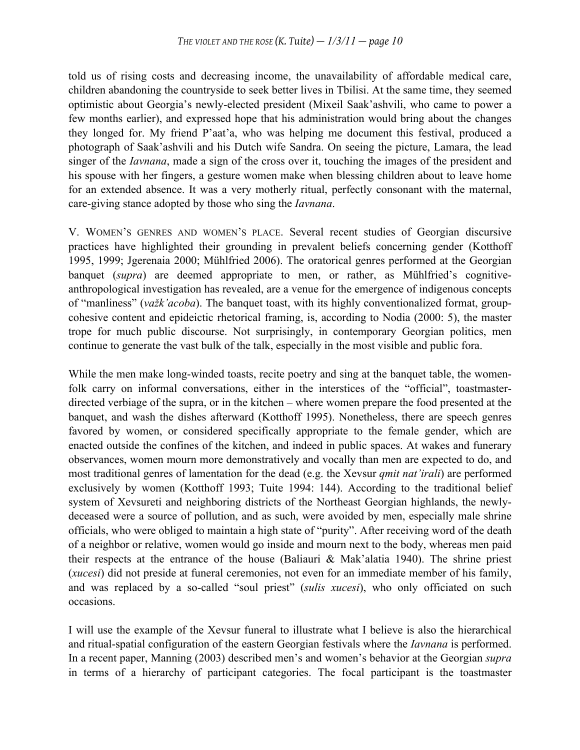told us of rising costs and decreasing income, the unavailability of affordable medical care, children abandoning the countryside to seek better lives in Tbilisi. At the same time, they seemed optimistic about Georgia's newly-elected president (Mixeil Saak'ashvili, who came to power a few months earlier), and expressed hope that his administration would bring about the changes they longed for. My friend P'aat'a, who was helping me document this festival, produced a photograph of Saak'ashvili and his Dutch wife Sandra. On seeing the picture, Lamara, the lead singer of the *Iavnana*, made a sign of the cross over it, touching the images of the president and his spouse with her fingers, a gesture women make when blessing children about to leave home for an extended absence. It was a very motherly ritual, perfectly consonant with the maternal, care-giving stance adopted by those who sing the *Iavnana*.

V. WOMEN'S GENRES AND WOMEN'S PLACE. Several recent studies of Georgian discursive practices have highlighted their grounding in prevalent beliefs concerning gender (Kotthoff 1995, 1999; Jgerenaia 2000; Mühlfried 2006). The oratorical genres performed at the Georgian banquet (*supra*) are deemed appropriate to men, or rather, as Mühlfried's cognitive-anthropological investigation has revealed, are a venue for the emergence of indigenous concepts of "manliness" (*važk'acoba*). The banquet toast, with its highly conventionalized format, group-cohesive content and epideictic rhetorical framing, is, according to Nodia (2000: 5), the master trope for much public discourse. Not surprisingly, in contemporary Georgian politics, men continue to generate the vast bulk of the talk, especially in the most visible and public fora.

While the men make long-winded toasts, recite poetry and sing at the banquet table, the women-folk carry on informal conversations, either in the interstices of the "official", toastmaster-directed verbiage of the supra, or in the kitchen – where women prepare the food presented at the banquet, and wash the dishes afterward (Kotthoff 1995). Nonetheless, there are speech genres favored by women, or considered specifically appropriate to the female gender, which are enacted outside the confines of the kitchen, and indeed in public spaces. At wakes and funerary observances, women mourn more demonstratively and vocally than men are expected to do, and most traditional genres of lamentation for the dead (e.g. the Xevsur *qmit nat'irali*) are performed exclusively by women (Kotthoff 1993; Tuite 1994: 144). According to the traditional belief system of Xevsureti and neighboring districts of the Northeast Georgian highlands, the newly-deceased were a source of pollution, and as such, were avoided by men, especially male shrine officials, who were obliged to maintain a high state of "purity". After receiving word of the death of a neighbor or relative, women would go inside and mourn next to the body, whereas men paid their respects at the entrance of the house (Baliauri & Mak'alatia 1940). The shrine priest (*xucesi*) did not preside at funeral ceremonies, not even for an immediate member of his family, and was replaced by a so-called "soul priest" (*sulis xucesi*), who only officiated on such occasions.

I will use the example of the Xevsur funeral to illustrate what I believe is also the hierarchical and ritual-spatial configuration of the eastern Georgian festivals where the *Iavnana* is performed. In a recent paper, Manning (2003) described men's and women's behavior at the Georgian *supra* in terms of a hierarchy of participant categories. The focal participant is the toastmaster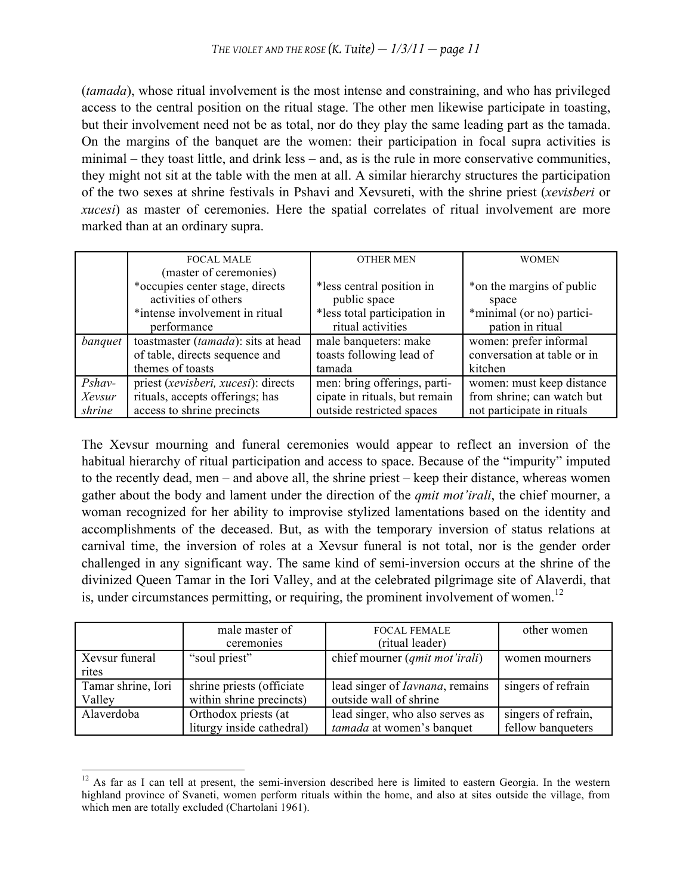(*tamada*), whose ritual involvement is the most intense and constraining, and who has privileged access to the central position on the ritual stage. The other men likewise participate in toasting, but their involvement need not be as total, nor do they play the same leading part as the tamada. On the margins of the banquet are the women: their participation in focal supra activities is minimal – they toast little, and drink less – and, as is the rule in more conservative communities, they might not sit at the table with the men at all. A similar hierarchy structures the participation of the two sexes at shrine festivals in Pshavi and Xevsureti, with the shrine priest (*xevisberi* or *xucesi*) as master of ceremonies. Here the spatial correlates of ritual involvement are more marked than at an ordinary supra.

| | FOCAL MALE (master of ceremonies) *occupies center stage, directs activities of others *intense involvement in ritual performance | OTHER MEN *less central position in public space *less total participation in ritual activities | WOMEN *on the margins of public space *minimal (or no) participation in ritual |
|---|---|---|---|
| *banquet* | toastmaster (*tamada*): sits at head of table, directs sequence and themes of toasts | male banqueters: make toasts following lead of tamada | women: prefer informal conversation at table or in kitchen |
| *Pshav-Xevsur shrine* | priest (*xevisberi, xucesi*): directs rituals, accepts offerings; has access to shrine precincts | men: bring offerings, participate in rituals, but remain outside restricted spaces | women: must keep distance from shrine; can watch but not participate in rituals |

The Xevsur mourning and funeral ceremonies would appear to reflect an inversion of the habitual hierarchy of ritual participation and access to space. Because of the "impurity" imputed to the recently dead, men – and above all, the shrine priest – keep their distance, whereas women gather about the body and lament under the direction of the *qmit mot'irali*, the chief mourner, a woman recognized for her ability to improvise stylized lamentations based on the identity and accomplishments of the deceased. But, as with the temporary inversion of status relations at carnival time, the inversion of roles at a Xevsur funeral is not total, nor is the gender order challenged in any significant way. The same kind of semi-inversion occurs at the shrine of the divinized Queen Tamar in the Iori Valley, and at the celebrated pilgrimage site of Alaverdi, that is, under circumstances permitting, or requiring, the prominent involvement of women.[12]

| | male master of ceremonies | FOCAL FEMALE (ritual leader) | other women |
|---|---|---|---|
| Xevsur funeral rites | "soul priest" | chief mourner (*qmit mot'irali*) | women mourners |
| Tamar shrine, Iori Valley | shrine priests (officiate within shrine precincts) | lead singer of *Iavnana*, remains outside wall of shrine | singers of refrain |
| Alaverdoba | Orthodox priests (at liturgy inside cathedral) | lead singer, who also serves as *tamada* at women's banquet | singers of refrain, fellow banqueters |

[12] As far as I can tell at present, the semi-inversion described here is limited to eastern Georgia. In the western highland province of Svaneti, women perform rituals within the home, and also at sites outside the village, from which men are totally excluded (Chartolani 1961).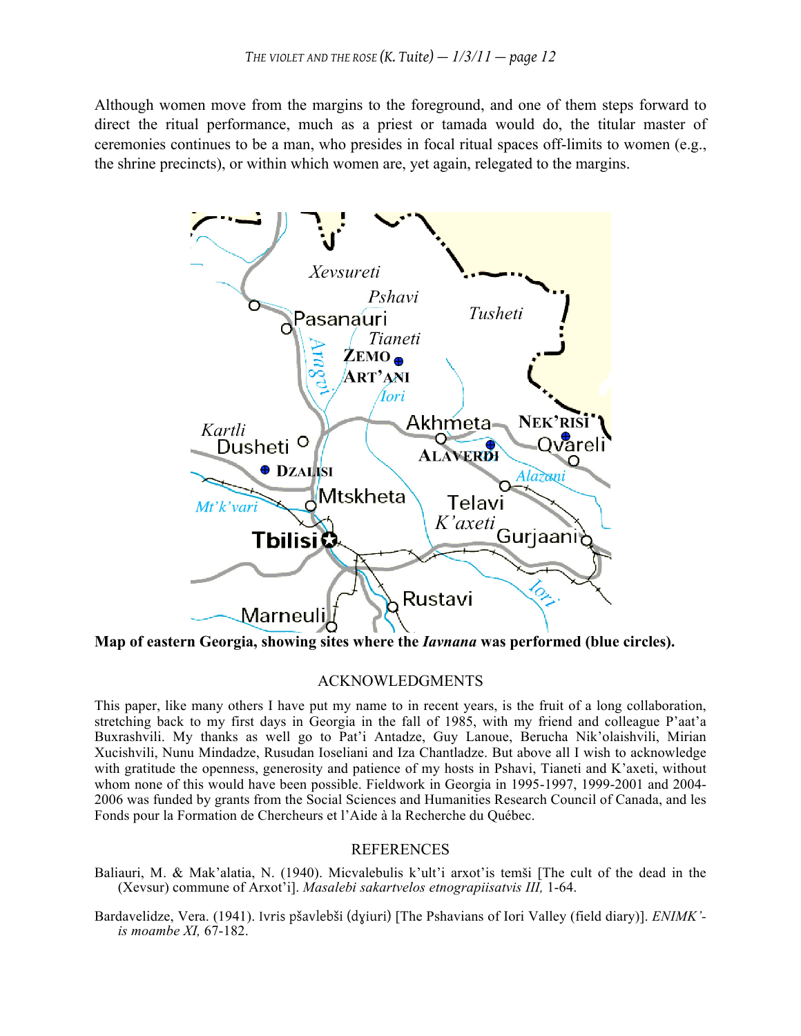Although women move from the margins to the foreground, and one of them steps forward to direct the ritual performance, much as a priest or tamada would do, the titular master of ceremonies continues to be a man, who presides in focal ritual spaces off-limits to women (e.g., the shrine precincts), or within which women are, yet again, relegated to the margins.

**Map of eastern Georgia, showing sites where the *Iavnana* was performed (blue circles).**

## ACKNOWLEDGMENTS

This paper, like many others I have put my name to in recent years, is the fruit of a long collaboration, stretching back to my first days in Georgia in the fall of 1985, with my friend and colleague P'aat'a Buxrashvili. My thanks as well go to Pat'i Antadze, Guy Lanoue, Berucha Nik'olaishvili, Mirian Xucishvili, Nunu Mindadze, Rusudan Ioseliani and Iza Chantladze. But above all I wish to acknowledge with gratitude the openness, generosity and patience of my hosts in Pshavi, Tianeti and K'axeti, without whom none of this would have been possible. Fieldwork in Georgia in 1995-1997, 1999-2001 and 2004-2006 was funded by grants from the Social Sciences and Humanities Research Council of Canada, and les Fonds pour la Formation de Chercheurs et l'Aide à la Recherche du Québec.

## REFERENCES

Baliauri, M. & Mak'alatia, N. (1940). Micvalebulis k'ult'i arxot'is temši [The cult of the dead in the (Xevsur) commune of Arxot'i]. *Masalebi sakartvelos etnograpiisatvis III,* 1-64.

Bardavelidze, Vera. (1941). Ivris pšavlebši (dɣiuri) [The Pshavians of Iori Valley (field diary)]. *ENIMK'-is moambe XI,* 67-182.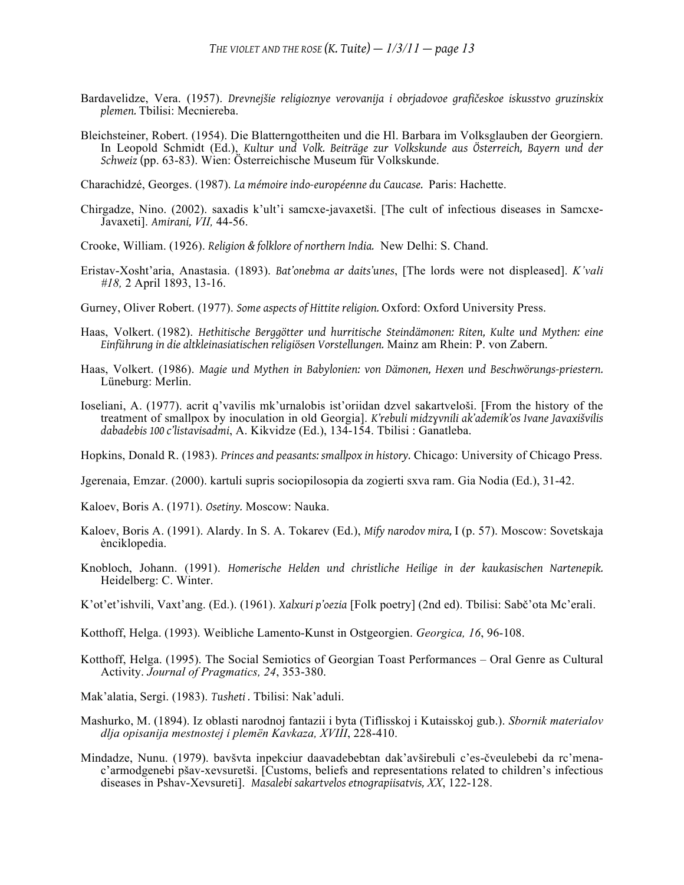Bardavelidze, Vera. (1957). *Drevnejšie religioznye verovanija i obrjadovoe grafičeskoe iskusstvo gruzinskix plemen.* Tbilisi: Mecniereba.

Bleichsteiner, Robert. (1954). Die Blatterngottheiten und die Hl. Barbara im Volksglauben der Georgiern. In Leopold Schmidt (Ed.), *Kultur und Volk. Beiträge zur Volkskunde aus Österreich, Bayern und der Schweiz* (pp. 63-83). Wien: Österreichische Museum für Volkskunde.

Charachidzé, Georges. (1987). *La mémoire indo-européenne du Caucase.* Paris: Hachette.

Chirgadze, Nino. (2002). saxadis k'ult'i samcxe-javaxetši. [The cult of infectious diseases in Samcxe-Javaxeti]. *Amirani, VII,* 44-56.

Crooke, William. (1926). *Religion & folklore of northern India.* New Delhi: S. Chand.

Eristav-Xosht'aria, Anastasia. (1893). *Bat'onebma ar daits'unes*, [The lords were not displeased]. *K'vali #18,* 2 April 1893, 13-16.

Gurney, Oliver Robert. (1977). *Some aspects of Hittite religion.* Oxford: Oxford University Press.

Haas, Volkert. (1982). *Hethitische Berggötter und hurritische Steindämonen: Riten, Kulte und Mythen: eine Einführung in die altkleinasiatischen religiösen Vorstellungen.* Mainz am Rhein: P. von Zabern.

Haas, Volkert. (1986). *Magie und Mythen in Babylonien: von Dämonen, Hexen und Beschwörungs-priestern.* Lüneburg: Merlin.

Ioseliani, A. (1977). acrit q'vavilis mk'urnalobis ist'oriidan dzvel sakartveloši. [From the history of the treatment of smallpox by inoculation in old Georgia]. *K'rebuli midzɣvnili ak'ademik'os Ivane Javaxišvilis dabadebis 100 c'listavisadmi*, A. Kikvidze (Ed.), 134-154. Tbilisi : Ganatleba.

Hopkins, Donald R. (1983). *Princes and peasants: smallpox in history.* Chicago: University of Chicago Press.

Jgerenaia, Emzar. (2000). kartuli supris sociopilosopia da zogierti sxva ram. Gia Nodia (Ed.), 31-42.

Kaloev, Boris A. (1971). *Osetiny.* Moscow: Nauka.

Kaloev, Boris A. (1991). Alardy. In S. A. Tokarev (Ed.), *Mify narodov mira,* I (p. 57). Moscow: Sovetskaja ènciklopedia.

Knobloch, Johann. (1991). *Homerische Helden und christliche Heilige in der kaukasischen Nartenepik.* Heidelberg: C. Winter.

K'ot'et'ishvili, Vaxt'ang. (Ed.). (1961). *Xalxuri p'oezia* [Folk poetry] (2nd ed). Tbilisi: Sabč'ota Mc'erali.

Kotthoff, Helga. (1993). Weibliche Lamento-Kunst in Ostgeorgien. *Georgica, 16*, 96-108.

Kotthoff, Helga. (1995). The Social Semiotics of Georgian Toast Performances – Oral Genre as Cultural Activity. *Journal of Pragmatics, 24*, 353-380.

Mak'alatia, Sergi. (1983). *Tusheti .* Tbilisi: Nak'aduli.

Mashurko, M. (1894). Iz oblasti narodnoj fantazii i byta (Tiflisskoj i Kutaisskoj gub.). *Sbornik materialov dlja opisanija mestnostej i plemën Kavkaza, XVIII*, 228-410.

Mindadze, Nunu. (1979). bavšvta inpekciur daavadebebtan dak'avširebuli c'es-čveulebebi da rc'mena-c'armodgenebi pšav-xevsuretši. [Customs, beliefs and representations related to children's infectious diseases in Pshav-Xevsureti]. *Masalebi sakartvelos etnograpiisatvis, XX*, 122-128.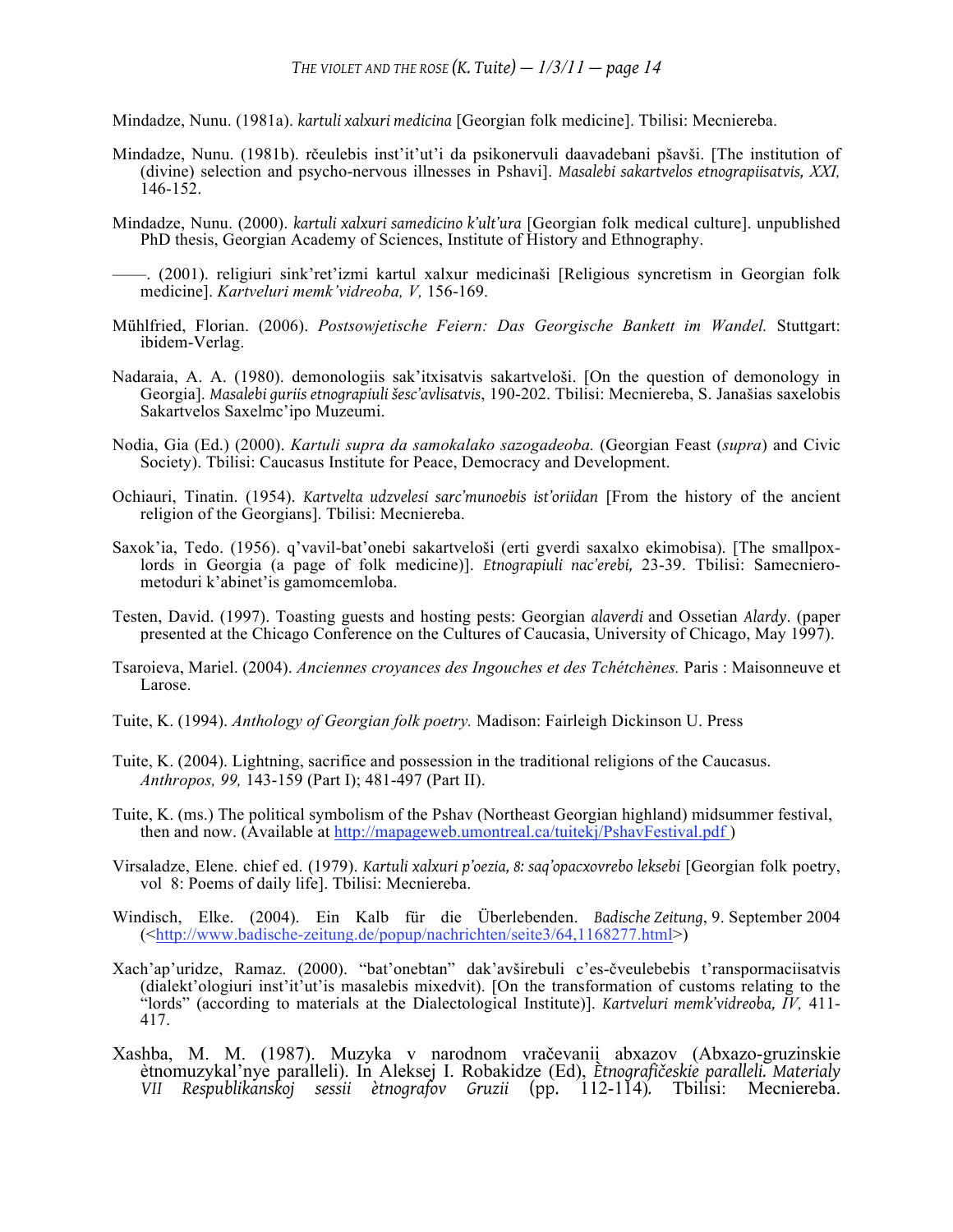Mindadze, Nunu. (1981a). *kartuli xalxuri medicina* [Georgian folk medicine]. Tbilisi: Mecniereba.

Mindadze, Nunu. (1981b). rčeulebis inst'it'ut'i da psikonervuli daavadebani pšavši. [The institution of (divine) selection and psycho-nervous illnesses in Pshavi]. *Masalebi sakartvelos etnograpiisatvis, XXI,* 146-152.

Mindadze, Nunu. (2000). *kartuli xalxuri samedicino k'ult'ura* [Georgian folk medical culture]. unpublished PhD thesis, Georgian Academy of Sciences, Institute of History and Ethnography.

——. (2001). religiuri sink'ret'izmi kartul xalxur medicinaši [Religious syncretism in Georgian folk medicine]. *Kartveluri memk'vidreoba, V,* 156-169.

Mühlfried, Florian. (2006). *Postsowjetische Feiern: Das Georgische Bankett im Wandel.* Stuttgart: ibidem-Verlag.

Nadaraia, A. A. (1980). demonologiis sak'itxisatvis sakartveloši. [On the question of demonology in Georgia]. *Masalebi guriis etnograpiuli šesc'avlisatvis*, 190-202. Tbilisi: Mecniereba, S. Janašias saxelobis Sakartvelos Saxelmc'ipo Muzeumi.

Nodia, Gia (Ed.) (2000). *Kartuli supra da samokalako sazogadeoba.* (Georgian Feast (*supra*) and Civic Society). Tbilisi: Caucasus Institute for Peace, Democracy and Development.

Ochiauri, Tinatin. (1954). *Kartvelta udzvelesi sarc'munoebis ist'oriidan* [From the history of the ancient religion of the Georgians]. Tbilisi: Mecniereba.

Saxok'ia, Tedo. (1956). q'vavil-bat'onebi sakartveloši (erti gverdi saxalxo ekimobisa). [The smallpox-lords in Georgia (a page of folk medicine)]. *Etnograpiuli nac'erebi,* 23-39. Tbilisi: Samecniero-metoduri k'abinet'is gamomcemloba.

Testen, David. (1997). Toasting guests and hosting pests: Georgian *alaverdi* and Ossetian *Alardy*. (paper presented at the Chicago Conference on the Cultures of Caucasia, University of Chicago, May 1997).

Tsaroieva, Mariel. (2004). *Anciennes croyances des Ingouches et des Tchétchènes.* Paris : Maisonneuve et Larose.

Tuite, K. (1994). *Anthology of Georgian folk poetry.* Madison: Fairleigh Dickinson U. Press

Tuite, K. (2004). Lightning, sacrifice and possession in the traditional religions of the Caucasus. *Anthropos, 99,* 143-159 (Part I); 481-497 (Part II).

Tuite, K. (ms.) The political symbolism of the Pshav (Northeast Georgian highland) midsummer festival, then and now. (Available at http://mapageweb.umontreal.ca/tuitekj/PshavFestival.pdf )

Virsaladze, Elene. chief ed. (1979). *Kartuli xalxuri p'oezia, 8: saq'opacxovrebo leksebi* [Georgian folk poetry, vol 8: Poems of daily life]. Tbilisi: Mecniereba.

Windisch, Elke. (2004). Ein Kalb für die Überlebenden. *Badische Zeitung*, 9. September 2004 (<http://www.badische-zeitung.de/popup/nachrichten/seite3/64,1168277.html>)

Xach'ap'uridze, Ramaz. (2000). "bat'onebtan" dak'avširebuli c'es-čveulebebis t'ranspormaciisatvis (dialekt'ologiuri inst'it'ut'is masalebis mixedvit). [On the transformation of customs relating to the "lords" (according to materials at the Dialectological Institute)]. *Kartveluri memk'vidreoba, IV,* 411-417.

Xashba, M. M. (1987). Muzyka v narodnom vračevanii abxazov (Abxazo-gruzinskie ètnomuzykal'nye paralleli). In Aleksej I. Robakidze (Ed), *Ètnografičeskie paralleli. Materialy VII Respublikanskoj sessii ètnografov Gruzii* (pp. 112-114). Tbilisi: Mecniereba.